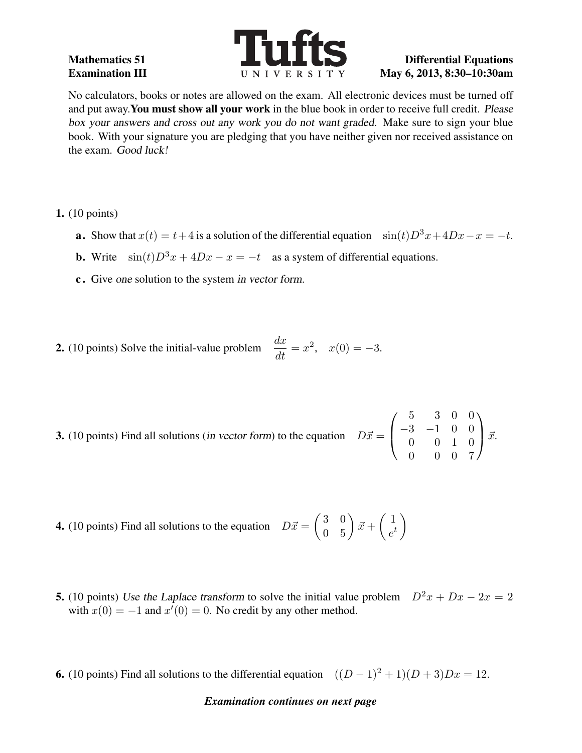**Mathematics 51**
**Examination III**

**Tufts UNIVERSITY**

**Differential Equations**
**May 6, 2013, 8:30–10:30am**

No calculators, books or notes are allowed on the exam. All electronic devices must be turned off and put away. **You must show all your work** in the blue book in order to receive full credit. *Please box your answers and cross out any work you do not want graded.* Make sure to sign your blue book. With your signature you are pledging that you have neither given nor received assistance on the exam. *Good luck!*

**1.** (10 points)

- **a.** Show that $x(t) = t+4$ is a solution of the differential equation $\sin(t)D^3x + 4Dx - x = -t$.
- **b.** Write $\sin(t)D^3x + 4Dx - x = -t$ as a system of differential equations.
- **c.** Give *one* solution to the system *in vector form*.

**2.** (10 points) Solve the initial-value problem $\dfrac{dx}{dt} = x^2, \quad x(0) = -3$.

**3.** (10 points) Find all solutions (*in vector form*) to the equation $D\vec{x} = \begin{pmatrix} 5 & 3 & 0 & 0 \\ -3 & -1 & 0 & 0 \\ 0 & 0 & 1 & 0 \\ 0 & 0 & 0 & 7 \end{pmatrix} \vec{x}$.

**4.** (10 points) Find all solutions to the equation $D\vec{x} = \begin{pmatrix} 3 & 0 \\ 0 & 5 \end{pmatrix} \vec{x} + \begin{pmatrix} 1 \\ e^t \end{pmatrix}$

**5.** (10 points) *Use the Laplace transform* to solve the initial value problem $D^2x + Dx - 2x = 2$ with $x(0) = -1$ and $x'(0) = 0$. No credit by any other method.

**6.** (10 points) Find all solutions to the differential equation $((D-1)^2 + 1)(D+3)Dx = 12$.

***Examination continues on next page***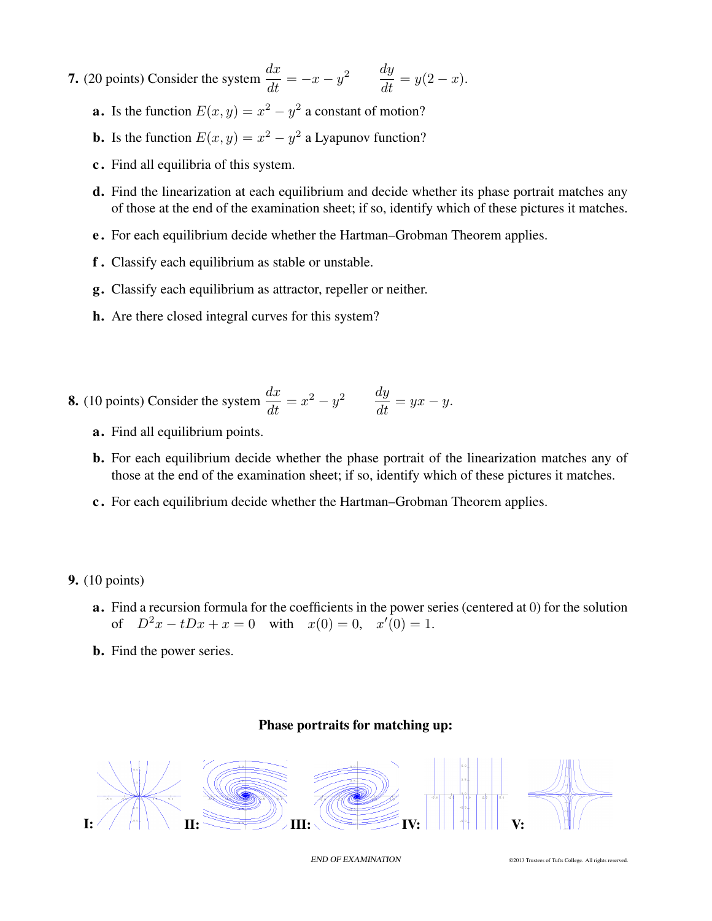**7.** (20 points) Consider the system $\dfrac{dx}{dt} = -x - y^2 \qquad \dfrac{dy}{dt} = y(2 - x)$.

**a.** Is the function $E(x, y) = x^2 - y^2$ a constant of motion?

**b.** Is the function $E(x, y) = x^2 - y^2$ a Lyapunov function?

**c.** Find all equilibria of this system.

**d.** Find the linearization at each equilibrium and decide whether its phase portrait matches any of those at the end of the examination sheet; if so, identify which of these pictures it matches.

**e.** For each equilibrium decide whether the Hartman–Grobman Theorem applies.

**f.** Classify each equilibrium as stable or unstable.

**g.** Classify each equilibrium as attractor, repeller or neither.

**h.** Are there closed integral curves for this system?

**8.** (10 points) Consider the system $\dfrac{dx}{dt} = x^2 - y^2 \qquad \dfrac{dy}{dt} = yx - y$.

**a.** Find all equilibrium points.

**b.** For each equilibrium decide whether the phase portrait of the linearization matches any of those at the end of the examination sheet; if so, identify which of these pictures it matches.

**c.** For each equilibrium decide whether the Hartman–Grobman Theorem applies.

**9.** (10 points)

**a.** Find a recursion formula for the coefficients in the power series (centered at 0) for the solution of $\quad D^2x - tDx + x = 0 \quad$ with $\quad x(0) = 0, \quad x'(0) = 1$.

**b.** Find the power series.

**Phase portraits for matching up:**

**I:** **II:** **III:** **IV:** **V:**

*END OF EXAMINATION*

©2013 Trustees of Tufts College. All rights reserved.